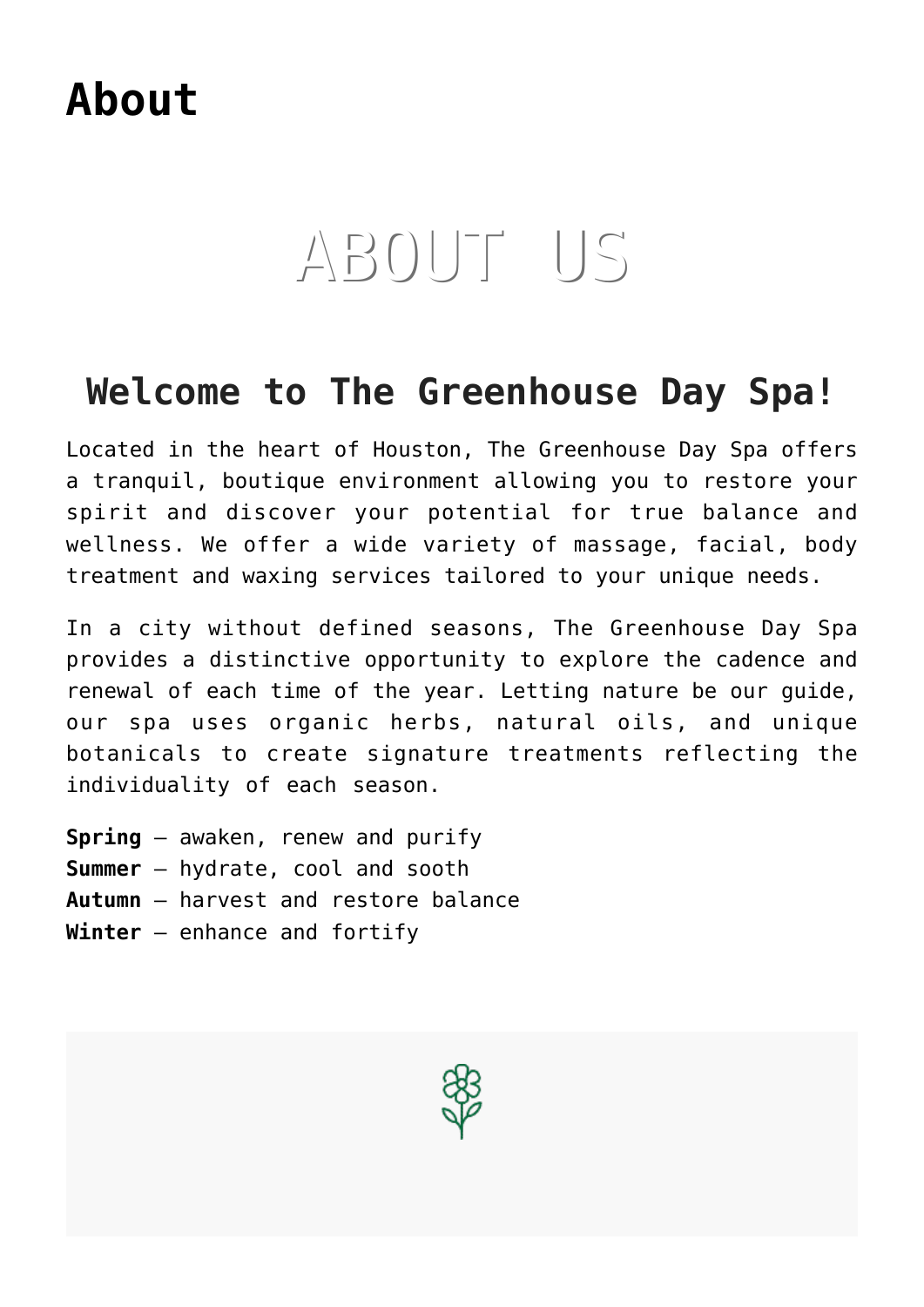# About

## ABOUT US

## Welcome to The Greenhouse Day Spa!

Located in the heart of Houston, The Greenhouse Day Spa offers a tranquil, boutique environment allowing you to restore your spirit and discover your potential for true balance and wellness. We offer a wide variety of massage, facial, body treatment and waxing services tailored to your unique needs.

In a city without defined seasons, The Greenhouse Day Spa provides a distinctive opportunity to explore the cadence and renewal of each time of the year. Letting nature be our guide, our spa uses organic herbs, natural oils, and unique botanicals to create signature treatments reflecting the individuality of each season.

**Spring** – awaken, renew and purify  
**Summer** – hydrate, cool and sooth  
**Autumn** – harvest and restore balance  
**Winter** – enhance and fortify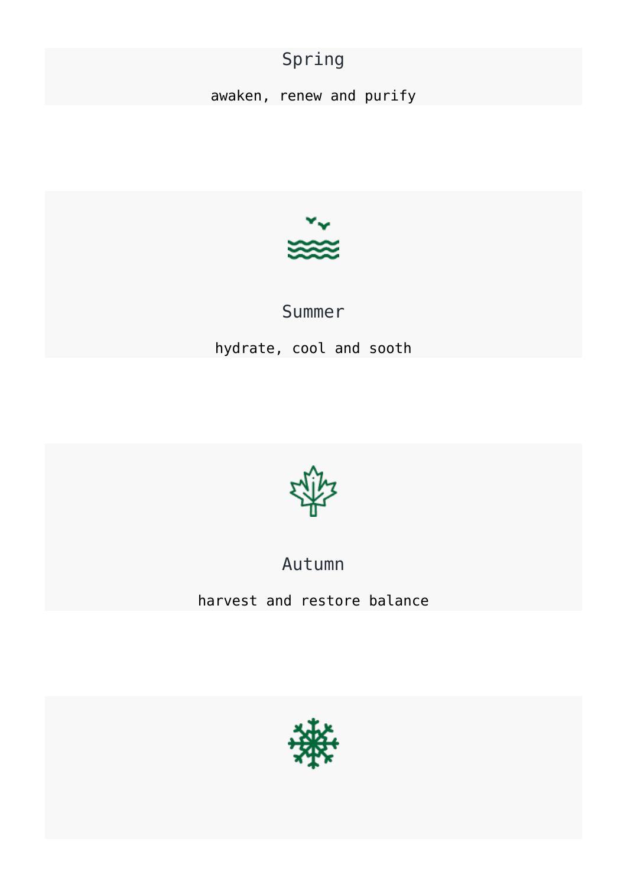## Spring

awaken, renew and purify

## Summer

hydrate, cool and sooth

## Autumn

harvest and restore balance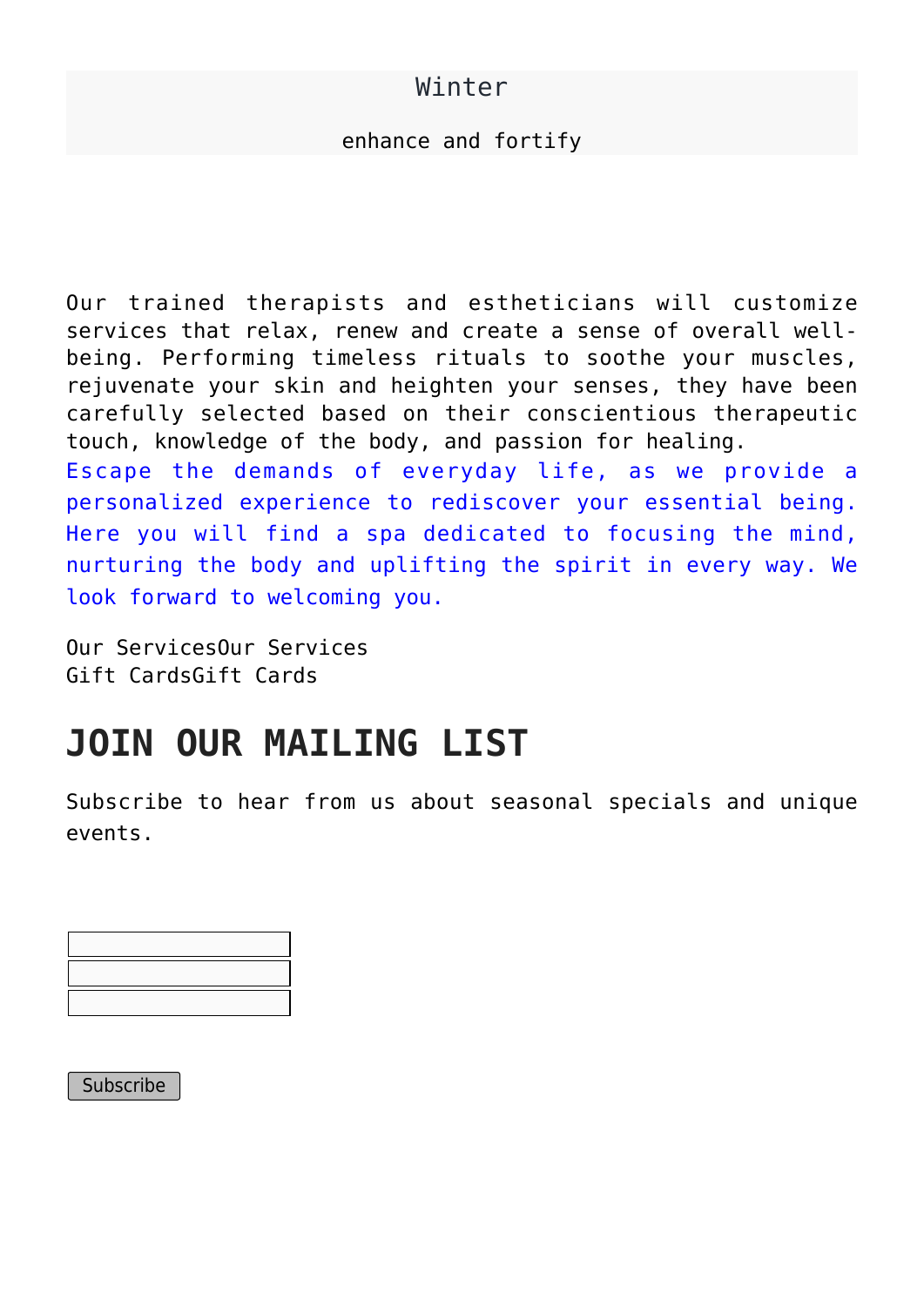Winter

enhance and fortify

Our trained therapists and estheticians will customize services that relax, renew and create a sense of overall well-being. Performing timeless rituals to soothe your muscles, rejuvenate your skin and heighten your senses, they have been carefully selected based on their conscientious therapeutic touch, knowledge of the body, and passion for healing.

Escape the demands of everyday life, as we provide a personalized experience to rediscover your essential being. Here you will find a spa dedicated to focusing the mind, nurturing the body and uplifting the spirit in every way. We look forward to welcoming you.

Our ServicesOur Services
Gift CardsGift Cards

## JOIN OUR MAILING LIST

Subscribe to hear from us about seasonal specials and unique events.

Subscribe